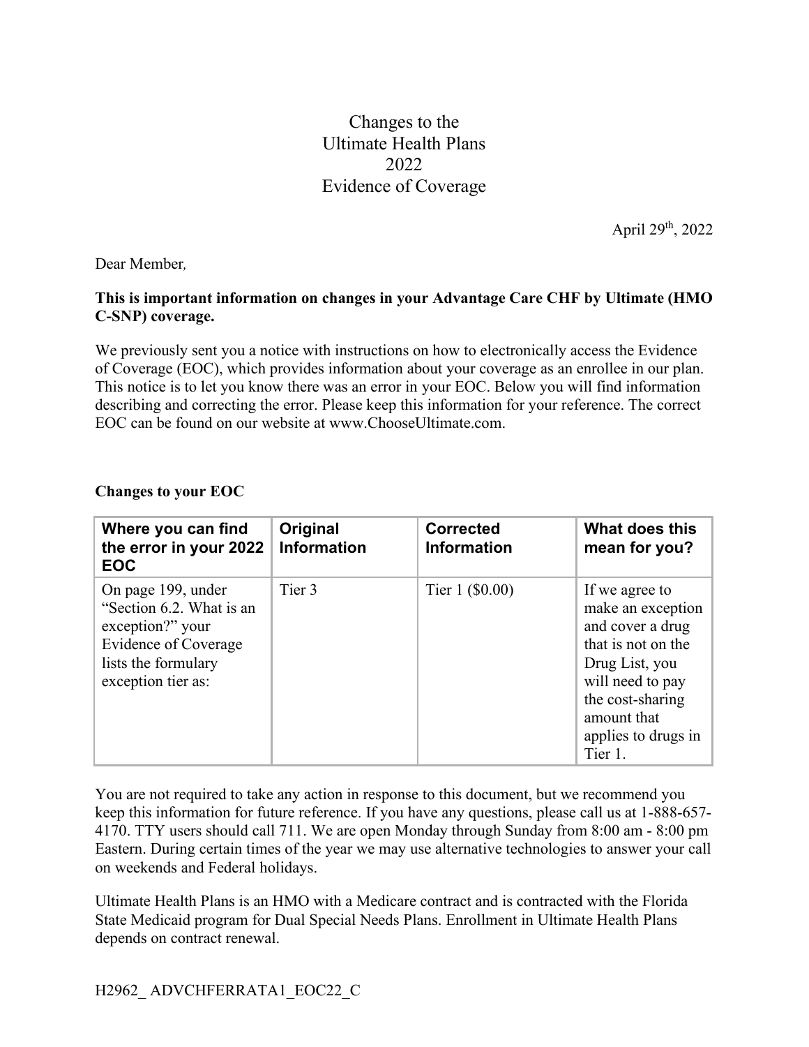# Changes to the Ultimate Health Plans 2022 Evidence of Coverage

April 29th, 2022

Dear Member,

**This is important information on changes in your Advantage Care CHF by Ultimate (HMO C-SNP) coverage.**

We previously sent you a notice with instructions on how to electronically access the Evidence of Coverage (EOC), which provides information about your coverage as an enrollee in our plan. This notice is to let you know there was an error in your EOC. Below you will find information describing and correcting the error. Please keep this information for your reference. The correct EOC can be found on our website at www.ChooseUltimate.com.

**Changes to your EOC**

| Where you can find the error in your 2022 EOC | Original Information | Corrected Information | What does this mean for you? |
|---|---|---|---|
| On page 199, under "Section 6.2. What is an exception?" your Evidence of Coverage lists the formulary exception tier as: | Tier 3 | Tier 1 ($0.00) | If we agree to make an exception and cover a drug that is not on the Drug List, you will need to pay the cost-sharing amount that applies to drugs in Tier 1. |

You are not required to take any action in response to this document, but we recommend you keep this information for future reference. If you have any questions, please call us at 1-888-657-4170. TTY users should call 711. We are open Monday through Sunday from 8:00 am - 8:00 pm Eastern. During certain times of the year we may use alternative technologies to answer your call on weekends and Federal holidays.

Ultimate Health Plans is an HMO with a Medicare contract and is contracted with the Florida State Medicaid program for Dual Special Needs Plans. Enrollment in Ultimate Health Plans depends on contract renewal.

H2962_ ADVCHFERRATA1_EOC22_C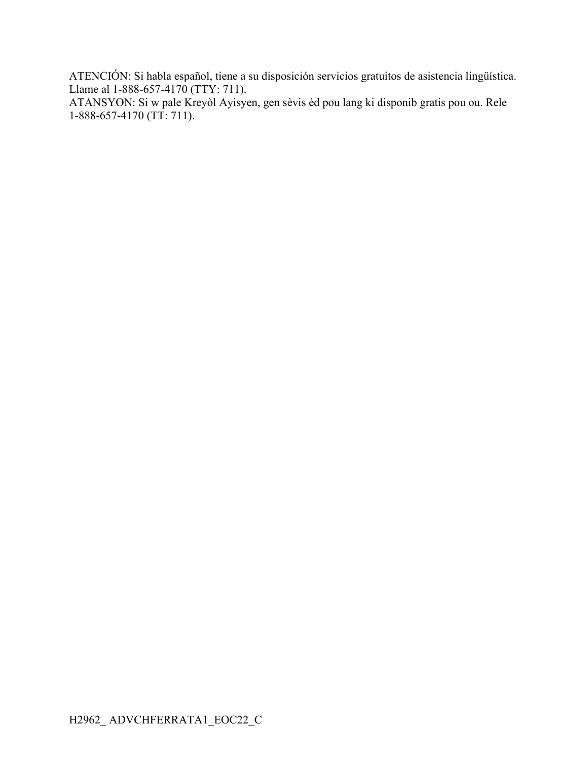ATENCIÓN: Si habla español, tiene a su disposición servicios gratuitos de asistencia lingüística. Llame al 1-888-657-4170 (TTY: 711).
ATANSYON: Si w pale Kreyòl Ayisyen, gen sèvis èd pou lang ki disponib gratis pou ou. Rele 1-888-657-4170 (TT: 711).

H2962_ ADVCHFERRATA1_EOC22_C